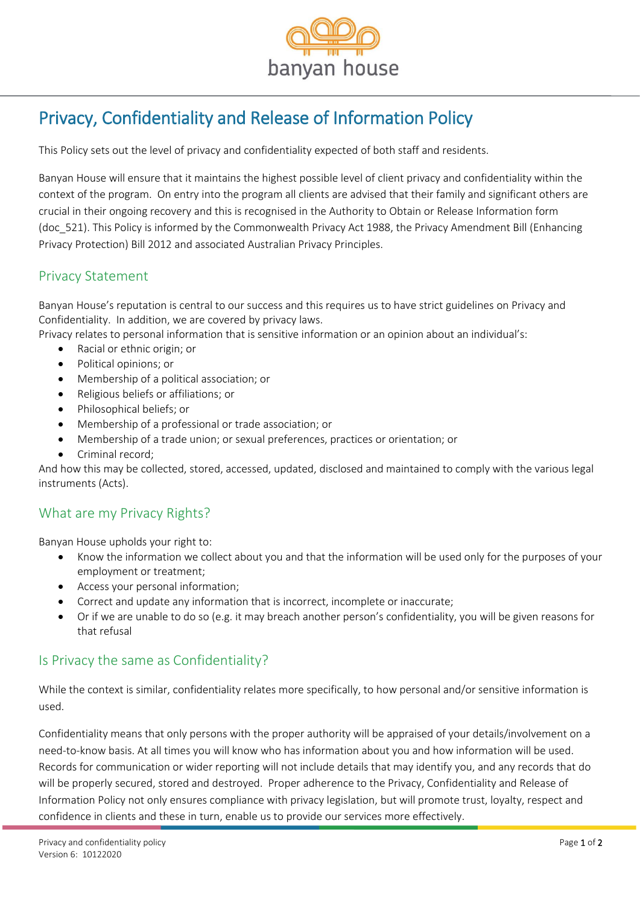banyan house

# Privacy, Confidentiality and Release of Information Policy

This Policy sets out the level of privacy and confidentiality expected of both staff and residents.

Banyan House will ensure that it maintains the highest possible level of client privacy and confidentiality within the context of the program. On entry into the program all clients are advised that their family and significant others are crucial in their ongoing recovery and this is recognised in the Authority to Obtain or Release Information form (doc_521). This Policy is informed by the Commonwealth Privacy Act 1988, the Privacy Amendment Bill (Enhancing Privacy Protection) Bill 2012 and associated Australian Privacy Principles.

## Privacy Statement

Banyan House's reputation is central to our success and this requires us to have strict guidelines on Privacy and Confidentiality. In addition, we are covered by privacy laws.
Privacy relates to personal information that is sensitive information or an opinion about an individual's:

- Racial or ethnic origin; or
- Political opinions; or
- Membership of a political association; or
- Religious beliefs or affiliations; or
- Philosophical beliefs; or
- Membership of a professional or trade association; or
- Membership of a trade union; or sexual preferences, practices or orientation; or
- Criminal record;

And how this may be collected, stored, accessed, updated, disclosed and maintained to comply with the various legal instruments (Acts).

## What are my Privacy Rights?

Banyan House upholds your right to:

- Know the information we collect about you and that the information will be used only for the purposes of your employment or treatment;
- Access your personal information;
- Correct and update any information that is incorrect, incomplete or inaccurate;
- Or if we are unable to do so (e.g. it may breach another person's confidentiality, you will be given reasons for that refusal

## Is Privacy the same as Confidentiality?

While the context is similar, confidentiality relates more specifically, to how personal and/or sensitive information is used.

Confidentiality means that only persons with the proper authority will be appraised of your details/involvement on a need-to-know basis. At all times you will know who has information about you and how information will be used. Records for communication or wider reporting will not include details that may identify you, and any records that do will be properly secured, stored and destroyed. Proper adherence to the Privacy, Confidentiality and Release of Information Policy not only ensures compliance with privacy legislation, but will promote trust, loyalty, respect and confidence in clients and these in turn, enable us to provide our services more effectively.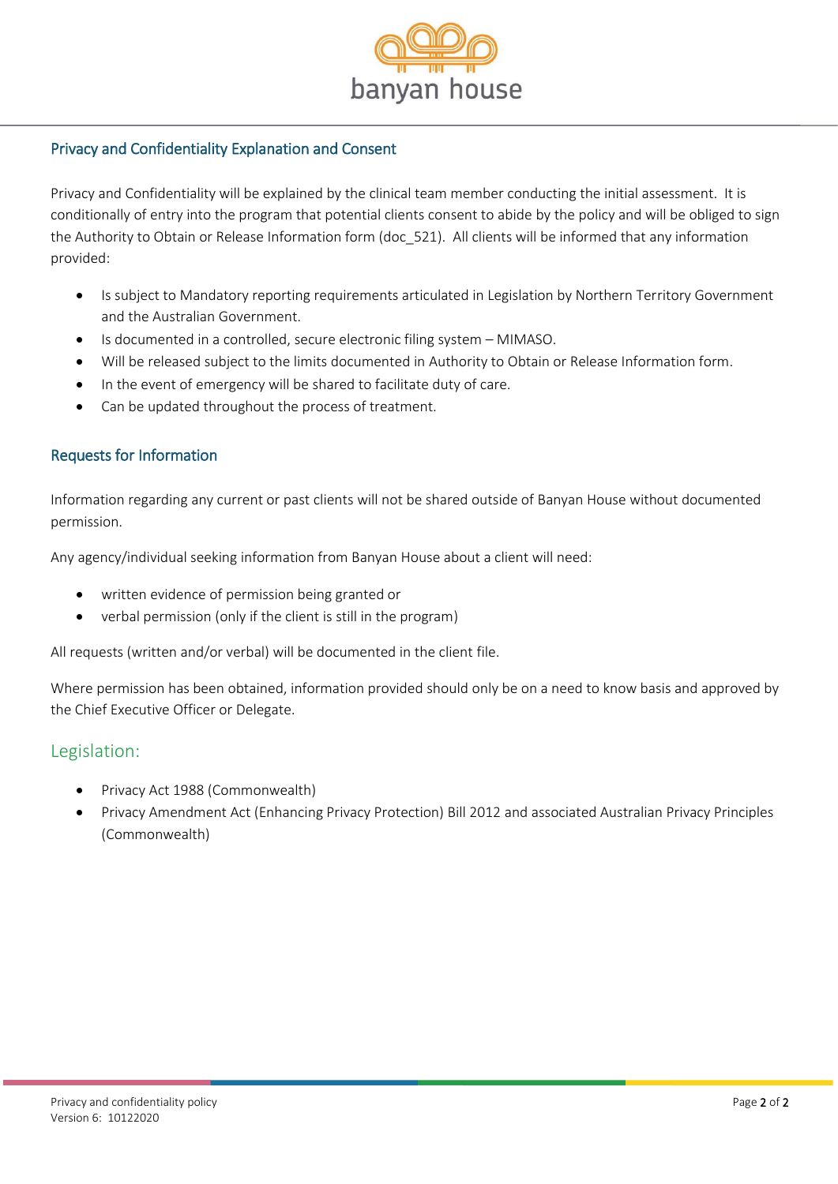## Privacy and Confidentiality Explanation and Consent

Privacy and Confidentiality will be explained by the clinical team member conducting the initial assessment. It is conditionally of entry into the program that potential clients consent to abide by the policy and will be obliged to sign the Authority to Obtain or Release Information form (doc_521). All clients will be informed that any information provided:

- Is subject to Mandatory reporting requirements articulated in Legislation by Northern Territory Government and the Australian Government.
- Is documented in a controlled, secure electronic filing system – MIMASO.
- Will be released subject to the limits documented in Authority to Obtain or Release Information form.
- In the event of emergency will be shared to facilitate duty of care.
- Can be updated throughout the process of treatment.

## Requests for Information

Information regarding any current or past clients will not be shared outside of Banyan House without documented permission.

Any agency/individual seeking information from Banyan House about a client will need:

- written evidence of permission being granted or
- verbal permission (only if the client is still in the program)

All requests (written and/or verbal) will be documented in the client file.

Where permission has been obtained, information provided should only be on a need to know basis and approved by the Chief Executive Officer or Delegate.

## Legislation:

- Privacy Act 1988 (Commonwealth)
- Privacy Amendment Act (Enhancing Privacy Protection) Bill 2012 and associated Australian Privacy Principles (Commonwealth)